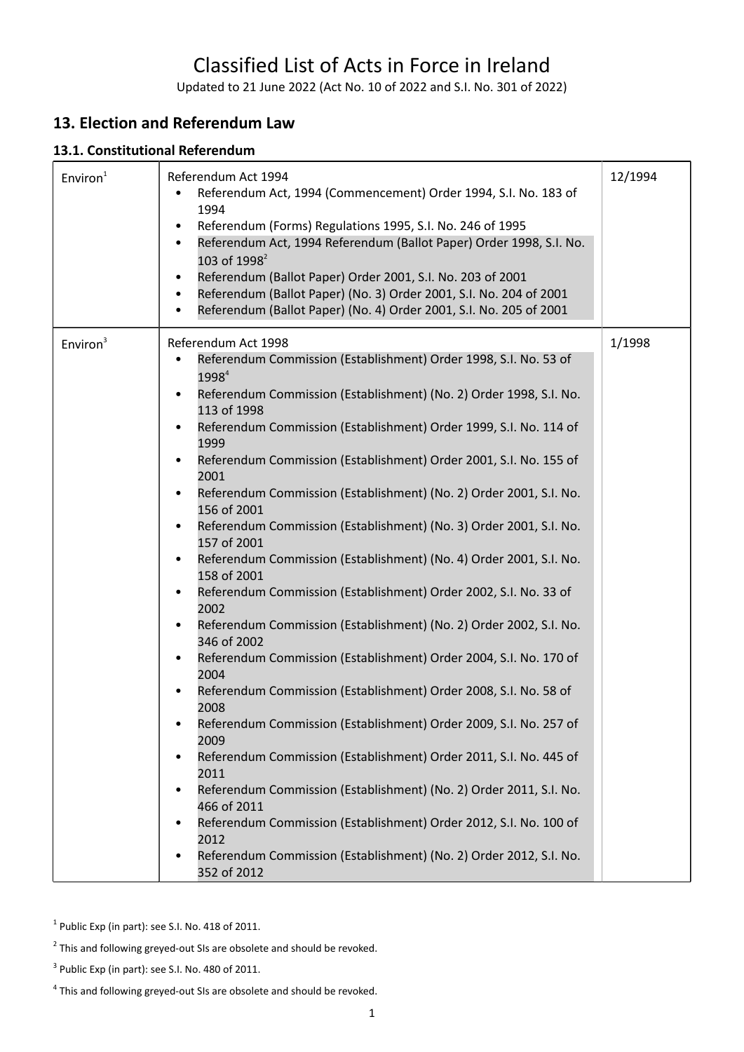# Classified List of Acts in Force in Ireland

Updated to 21 June 2022 (Act No. 10 of 2022 and S.I. No. 301 of 2022)

## 13. Election and Referendum Law

### 13.1. Constitutional Referendum

| | | |
|---|---|---|
| Environ[1] | Referendum Act 1994<br>• Referendum Act, 1994 (Commencement) Order 1994, S.I. No. 183 of 1994<br>• Referendum (Forms) Regulations 1995, S.I. No. 246 of 1995<br>• Referendum Act, 1994 Referendum (Ballot Paper) Order 1998, S.I. No. 103 of 1998[2]<br>• Referendum (Ballot Paper) Order 2001, S.I. No. 203 of 2001<br>• Referendum (Ballot Paper) (No. 3) Order 2001, S.I. No. 204 of 2001<br>• Referendum (Ballot Paper) (No. 4) Order 2001, S.I. No. 205 of 2001 | 12/1994 |
| Environ[3] | Referendum Act 1998<br>• Referendum Commission (Establishment) Order 1998, S.I. No. 53 of 1998[4]<br>• Referendum Commission (Establishment) (No. 2) Order 1998, S.I. No. 113 of 1998<br>• Referendum Commission (Establishment) Order 1999, S.I. No. 114 of 1999<br>• Referendum Commission (Establishment) Order 2001, S.I. No. 155 of 2001<br>• Referendum Commission (Establishment) (No. 2) Order 2001, S.I. No. 156 of 2001<br>• Referendum Commission (Establishment) (No. 3) Order 2001, S.I. No. 157 of 2001<br>• Referendum Commission (Establishment) (No. 4) Order 2001, S.I. No. 158 of 2001<br>• Referendum Commission (Establishment) Order 2002, S.I. No. 33 of 2002<br>• Referendum Commission (Establishment) (No. 2) Order 2002, S.I. No. 346 of 2002<br>• Referendum Commission (Establishment) Order 2004, S.I. No. 170 of 2004<br>• Referendum Commission (Establishment) Order 2008, S.I. No. 58 of 2008<br>• Referendum Commission (Establishment) Order 2009, S.I. No. 257 of 2009<br>• Referendum Commission (Establishment) Order 2011, S.I. No. 445 of 2011<br>• Referendum Commission (Establishment) (No. 2) Order 2011, S.I. No. 466 of 2011<br>• Referendum Commission (Establishment) Order 2012, S.I. No. 100 of 2012<br>• Referendum Commission (Establishment) (No. 2) Order 2012, S.I. No. 352 of 2012 | 1/1998 |

[1] Public Exp (in part): see S.I. No. 418 of 2011.

[2] This and following greyed-out SIs are obsolete and should be revoked.

[3] Public Exp (in part): see S.I. No. 480 of 2011.

[4] This and following greyed-out SIs are obsolete and should be revoked.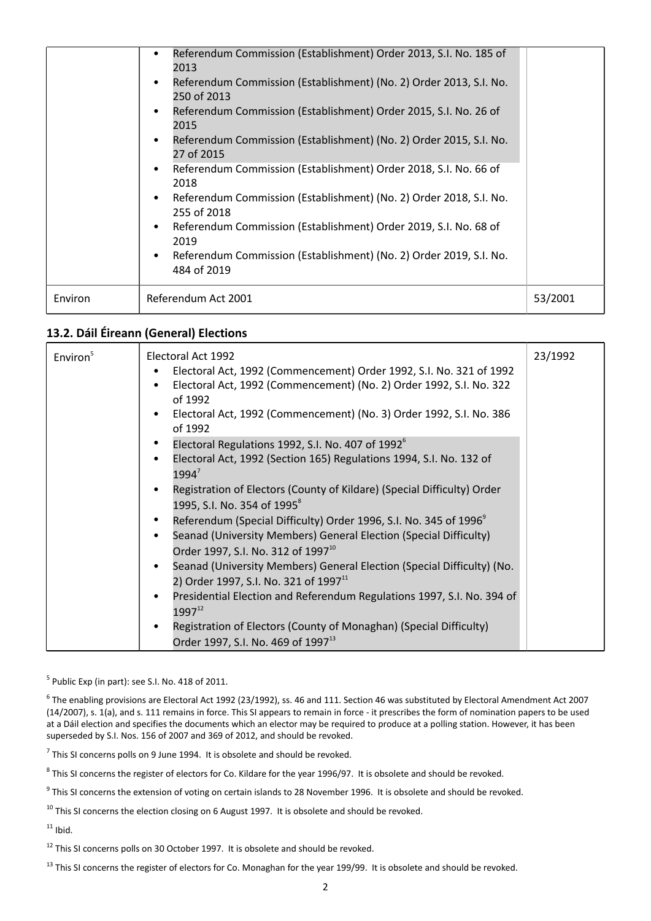| | | |
|---|---|---|
| | • Referendum Commission (Establishment) Order 2013, S.I. No. 185 of 2013<br>• Referendum Commission (Establishment) (No. 2) Order 2013, S.I. No. 250 of 2013<br>• Referendum Commission (Establishment) Order 2015, S.I. No. 26 of 2015<br>• Referendum Commission (Establishment) (No. 2) Order 2015, S.I. No. 27 of 2015<br>• Referendum Commission (Establishment) Order 2018, S.I. No. 66 of 2018<br>• Referendum Commission (Establishment) (No. 2) Order 2018, S.I. No. 255 of 2018<br>• Referendum Commission (Establishment) Order 2019, S.I. No. 68 of 2019<br>• Referendum Commission (Establishment) (No. 2) Order 2019, S.I. No. 484 of 2019 | |
| Environ | Referendum Act 2001 | 53/2001 |

## 13.2. Dáil Éireann (General) Elections

| | | |
|---|---|---|
| Environ[5] | Electoral Act 1992<br>• Electoral Act, 1992 (Commencement) Order 1992, S.I. No. 321 of 1992<br>• Electoral Act, 1992 (Commencement) (No. 2) Order 1992, S.I. No. 322 of 1992<br>• Electoral Act, 1992 (Commencement) (No. 3) Order 1992, S.I. No. 386 of 1992<br>• Electoral Regulations 1992, S.I. No. 407 of 1992[6]<br>• Electoral Act, 1992 (Section 165) Regulations 1994, S.I. No. 132 of 1994[7]<br>• Registration of Electors (County of Kildare) (Special Difficulty) Order 1995, S.I. No. 354 of 1995[8]<br>• Referendum (Special Difficulty) Order 1996, S.I. No. 345 of 1996[9]<br>• Seanad (University Members) General Election (Special Difficulty) Order 1997, S.I. No. 312 of 1997[10]<br>• Seanad (University Members) General Election (Special Difficulty) (No. 2) Order 1997, S.I. No. 321 of 1997[11]<br>• Presidential Election and Referendum Regulations 1997, S.I. No. 394 of 1997[12]<br>• Registration of Electors (County of Monaghan) (Special Difficulty) Order 1997, S.I. No. 469 of 1997[13] | 23/1992 |

[5] Public Exp (in part): see S.I. No. 418 of 2011.

[6] The enabling provisions are Electoral Act 1992 (23/1992), ss. 46 and 111. Section 46 was substituted by Electoral Amendment Act 2007 (14/2007), s. 1(a), and s. 111 remains in force. This SI appears to remain in force - it prescribes the form of nomination papers to be used at a Dáil election and specifies the documents which an elector may be required to produce at a polling station. However, it has been superseded by S.I. Nos. 156 of 2007 and 369 of 2012, and should be revoked.

[7] This SI concerns polls on 9 June 1994. It is obsolete and should be revoked.

[8] This SI concerns the register of electors for Co. Kildare for the year 1996/97. It is obsolete and should be revoked.

[9] This SI concerns the extension of voting on certain islands to 28 November 1996. It is obsolete and should be revoked.

[10] This SI concerns the election closing on 6 August 1997. It is obsolete and should be revoked.

[11] Ibid.

[12] This SI concerns polls on 30 October 1997. It is obsolete and should be revoked.

[13] This SI concerns the register of electors for Co. Monaghan for the year 199/99. It is obsolete and should be revoked.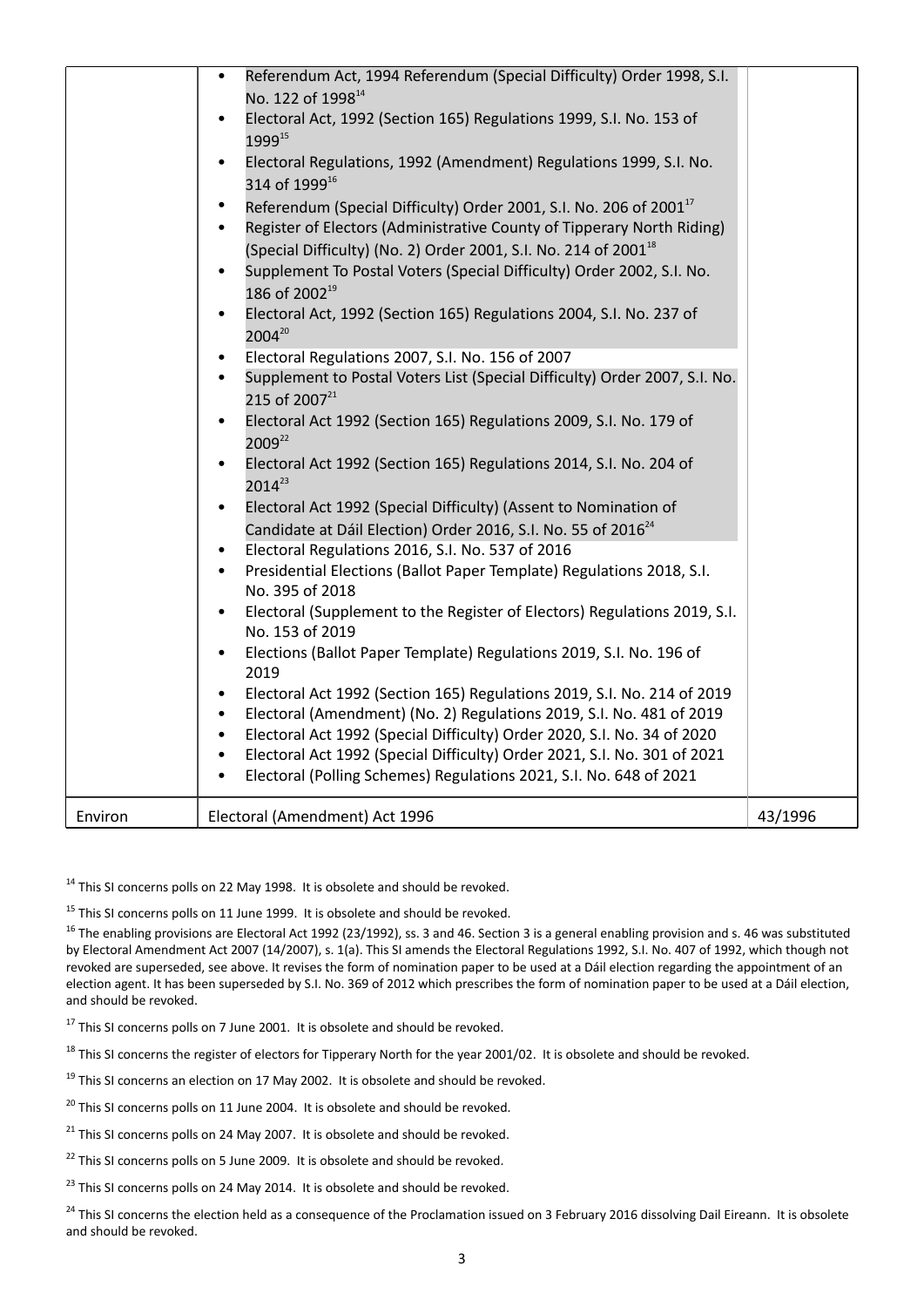| | | |
|---|---|---|
| | • Referendum Act, 1994 Referendum (Special Difficulty) Order 1998, S.I. No. 122 of 1998[14]<br>• Electoral Act, 1992 (Section 165) Regulations 1999, S.I. No. 153 of 1999[15]<br>• Electoral Regulations, 1992 (Amendment) Regulations 1999, S.I. No. 314 of 1999[16]<br>• Referendum (Special Difficulty) Order 2001, S.I. No. 206 of 2001[17]<br>• Register of Electors (Administrative County of Tipperary North Riding) (Special Difficulty) (No. 2) Order 2001, S.I. No. 214 of 2001[18]<br>• Supplement To Postal Voters (Special Difficulty) Order 2002, S.I. No. 186 of 2002[19]<br>• Electoral Act, 1992 (Section 165) Regulations 2004, S.I. No. 237 of 2004[20]<br>• Electoral Regulations 2007, S.I. No. 156 of 2007<br>• Supplement to Postal Voters List (Special Difficulty) Order 2007, S.I. No. 215 of 2007[21]<br>• Electoral Act 1992 (Section 165) Regulations 2009, S.I. No. 179 of 2009[22]<br>• Electoral Act 1992 (Section 165) Regulations 2014, S.I. No. 204 of 2014[23]<br>• Electoral Act 1992 (Special Difficulty) (Assent to Nomination of Candidate at Dáil Election) Order 2016, S.I. No. 55 of 2016[24]<br>• Electoral Regulations 2016, S.I. No. 537 of 2016<br>• Presidential Elections (Ballot Paper Template) Regulations 2018, S.I. No. 395 of 2018<br>• Electoral (Supplement to the Register of Electors) Regulations 2019, S.I. No. 153 of 2019<br>• Elections (Ballot Paper Template) Regulations 2019, S.I. No. 196 of 2019<br>• Electoral Act 1992 (Section 165) Regulations 2019, S.I. No. 214 of 2019<br>• Electoral (Amendment) (No. 2) Regulations 2019, S.I. No. 481 of 2019<br>• Electoral Act 1992 (Special Difficulty) Order 2020, S.I. No. 34 of 2020<br>• Electoral Act 1992 (Special Difficulty) Order 2021, S.I. No. 301 of 2021<br>• Electoral (Polling Schemes) Regulations 2021, S.I. No. 648 of 2021 | |
| Environ | Electoral (Amendment) Act 1996 | 43/1996 |

[14] This SI concerns polls on 22 May 1998. It is obsolete and should be revoked.

[15] This SI concerns polls on 11 June 1999. It is obsolete and should be revoked.

[16] The enabling provisions are Electoral Act 1992 (23/1992), ss. 3 and 46. Section 3 is a general enabling provision and s. 46 was substituted by Electoral Amendment Act 2007 (14/2007), s. 1(a). This SI amends the Electoral Regulations 1992, S.I. No. 407 of 1992, which though not revoked are superseded, see above. It revises the form of nomination paper to be used at a Dáil election regarding the appointment of an election agent. It has been superseded by S.I. No. 369 of 2012 which prescribes the form of nomination paper to be used at a Dáil election, and should be revoked.

[17] This SI concerns polls on 7 June 2001. It is obsolete and should be revoked.

[18] This SI concerns the register of electors for Tipperary North for the year 2001/02. It is obsolete and should be revoked.

[19] This SI concerns an election on 17 May 2002. It is obsolete and should be revoked.

[20] This SI concerns polls on 11 June 2004. It is obsolete and should be revoked.

[21] This SI concerns polls on 24 May 2007. It is obsolete and should be revoked.

[22] This SI concerns polls on 5 June 2009. It is obsolete and should be revoked.

[23] This SI concerns polls on 24 May 2014. It is obsolete and should be revoked.

[24] This SI concerns the election held as a consequence of the Proclamation issued on 3 February 2016 dissolving Dail Eireann. It is obsolete and should be revoked.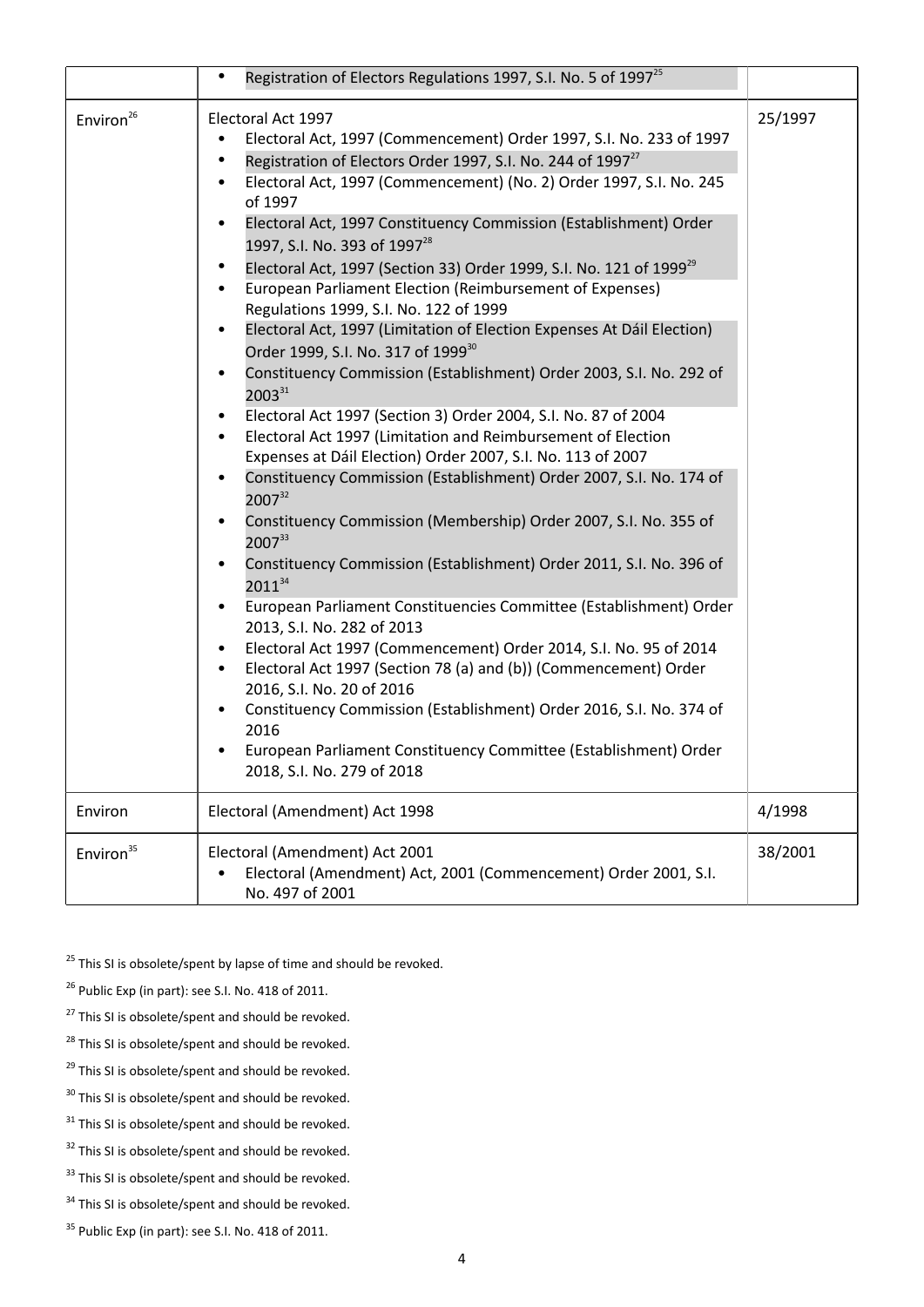| | | |
|---|---|---|
| | • Registration of Electors Regulations 1997, S.I. No. 5 of 1997[25] | |
| Environ[26] | Electoral Act 1997<br>• Electoral Act, 1997 (Commencement) Order 1997, S.I. No. 233 of 1997<br>• Registration of Electors Order 1997, S.I. No. 244 of 1997[27]<br>• Electoral Act, 1997 (Commencement) (No. 2) Order 1997, S.I. No. 245 of 1997<br>• Electoral Act, 1997 Constituency Commission (Establishment) Order 1997, S.I. No. 393 of 1997[28]<br>• Electoral Act, 1997 (Section 33) Order 1999, S.I. No. 121 of 1999[29]<br>• European Parliament Election (Reimbursement of Expenses) Regulations 1999, S.I. No. 122 of 1999<br>• Electoral Act, 1997 (Limitation of Election Expenses At Dáil Election) Order 1999, S.I. No. 317 of 1999[30]<br>• Constituency Commission (Establishment) Order 2003, S.I. No. 292 of 2003[31]<br>• Electoral Act 1997 (Section 3) Order 2004, S.I. No. 87 of 2004<br>• Electoral Act 1997 (Limitation and Reimbursement of Election Expenses at Dáil Election) Order 2007, S.I. No. 113 of 2007<br>• Constituency Commission (Establishment) Order 2007, S.I. No. 174 of 2007[32]<br>• Constituency Commission (Membership) Order 2007, S.I. No. 355 of 2007[33]<br>• Constituency Commission (Establishment) Order 2011, S.I. No. 396 of 2011[34]<br>• European Parliament Constituencies Committee (Establishment) Order 2013, S.I. No. 282 of 2013<br>• Electoral Act 1997 (Commencement) Order 2014, S.I. No. 95 of 2014<br>• Electoral Act 1997 (Section 78 (a) and (b)) (Commencement) Order 2016, S.I. No. 20 of 2016<br>• Constituency Commission (Establishment) Order 2016, S.I. No. 374 of 2016<br>• European Parliament Constituency Committee (Establishment) Order 2018, S.I. No. 279 of 2018 | 25/1997 |
| Environ | Electoral (Amendment) Act 1998 | 4/1998 |
| Environ[35] | Electoral (Amendment) Act 2001<br>• Electoral (Amendment) Act, 2001 (Commencement) Order 2001, S.I. No. 497 of 2001 | 38/2001 |

[25] This SI is obsolete/spent by lapse of time and should be revoked.

[26] Public Exp (in part): see S.I. No. 418 of 2011.

[27] This SI is obsolete/spent and should be revoked.

[28] This SI is obsolete/spent and should be revoked.

[29] This SI is obsolete/spent and should be revoked.

[30] This SI is obsolete/spent and should be revoked.

[31] This SI is obsolete/spent and should be revoked.

[32] This SI is obsolete/spent and should be revoked.

[33] This SI is obsolete/spent and should be revoked.

[34] This SI is obsolete/spent and should be revoked.

[35] Public Exp (in part): see S.I. No. 418 of 2011.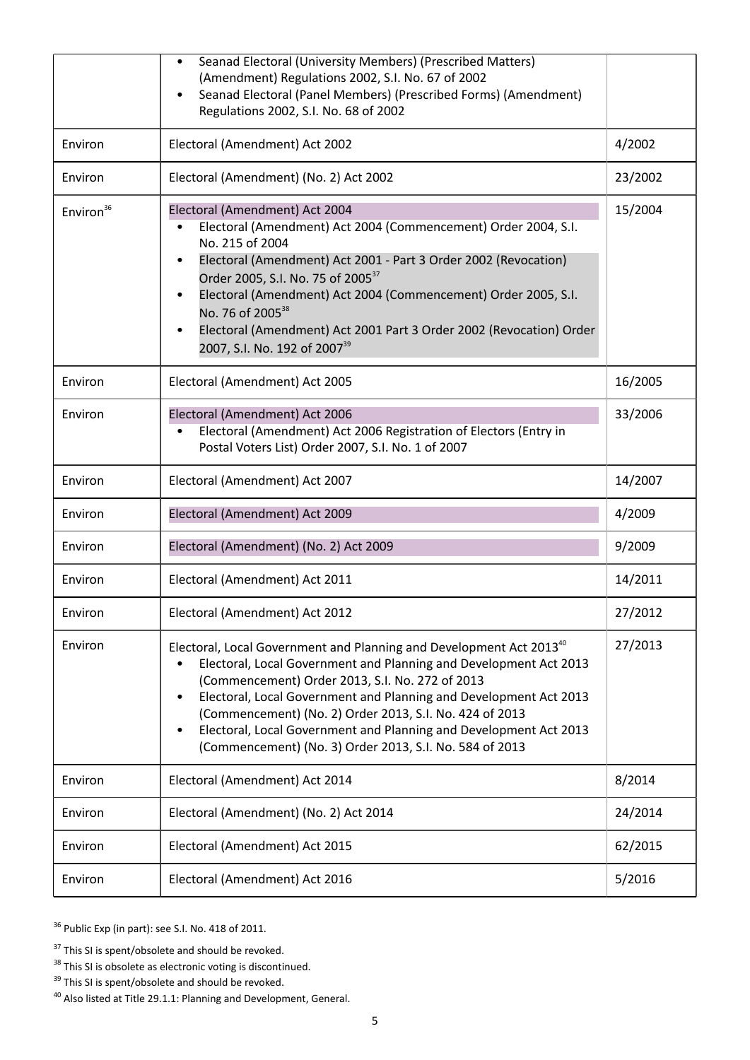| | | |
|---|---|---|
| | • Seanad Electoral (University Members) (Prescribed Matters) (Amendment) Regulations 2002, S.I. No. 67 of 2002<br>• Seanad Electoral (Panel Members) (Prescribed Forms) (Amendment) Regulations 2002, S.I. No. 68 of 2002 | |
| Environ | Electoral (Amendment) Act 2002 | 4/2002 |
| Environ | Electoral (Amendment) (No. 2) Act 2002 | 23/2002 |
| Environ[36] | Electoral (Amendment) Act 2004<br>• Electoral (Amendment) Act 2004 (Commencement) Order 2004, S.I. No. 215 of 2004<br>• Electoral (Amendment) Act 2001 - Part 3 Order 2002 (Revocation) Order 2005, S.I. No. 75 of 2005[37]<br>• Electoral (Amendment) Act 2004 (Commencement) Order 2005, S.I. No. 76 of 2005[38]<br>• Electoral (Amendment) Act 2001 Part 3 Order 2002 (Revocation) Order 2007, S.I. No. 192 of 2007[39] | 15/2004 |
| Environ | Electoral (Amendment) Act 2005 | 16/2005 |
| Environ | Electoral (Amendment) Act 2006<br>• Electoral (Amendment) Act 2006 Registration of Electors (Entry in Postal Voters List) Order 2007, S.I. No. 1 of 2007 | 33/2006 |
| Environ | Electoral (Amendment) Act 2007 | 14/2007 |
| Environ | Electoral (Amendment) Act 2009 | 4/2009 |
| Environ | Electoral (Amendment) (No. 2) Act 2009 | 9/2009 |
| Environ | Electoral (Amendment) Act 2011 | 14/2011 |
| Environ | Electoral (Amendment) Act 2012 | 27/2012 |
| Environ | Electoral, Local Government and Planning and Development Act 2013[40]<br>• Electoral, Local Government and Planning and Development Act 2013 (Commencement) Order 2013, S.I. No. 272 of 2013<br>• Electoral, Local Government and Planning and Development Act 2013 (Commencement) (No. 2) Order 2013, S.I. No. 424 of 2013<br>• Electoral, Local Government and Planning and Development Act 2013 (Commencement) (No. 3) Order 2013, S.I. No. 584 of 2013 | 27/2013 |
| Environ | Electoral (Amendment) Act 2014 | 8/2014 |
| Environ | Electoral (Amendment) (No. 2) Act 2014 | 24/2014 |
| Environ | Electoral (Amendment) Act 2015 | 62/2015 |
| Environ | Electoral (Amendment) Act 2016 | 5/2016 |

[36] Public Exp (in part): see S.I. No. 418 of 2011.

[37] This SI is spent/obsolete and should be revoked.

[38] This SI is obsolete as electronic voting is discontinued.

[39] This SI is spent/obsolete and should be revoked.

[40] Also listed at Title 29.1.1: Planning and Development, General.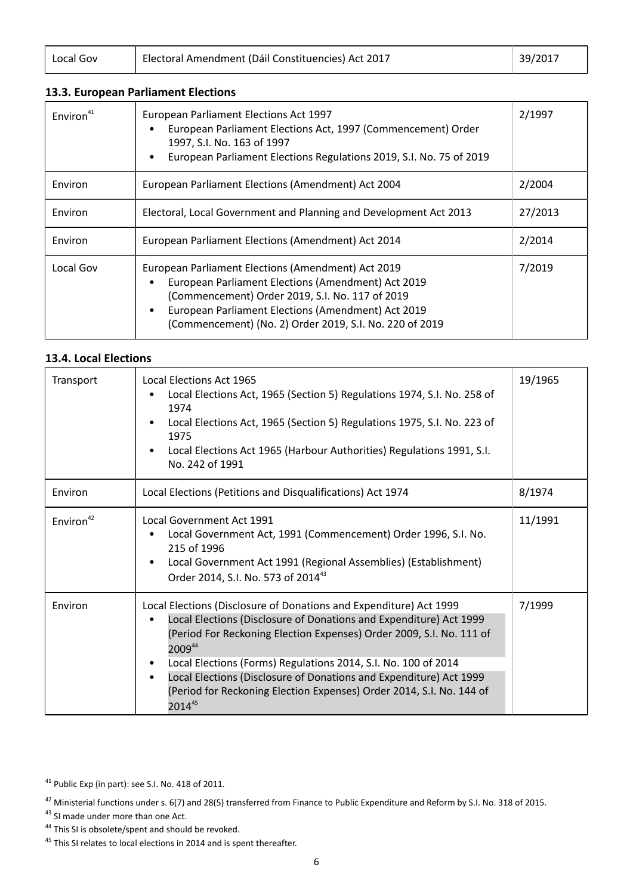| Local Gov | Electoral Amendment (Dáil Constituencies) Act 2017 | 39/2017 |
|---|---|---|

### 13.3. European Parliament Elections

| | | |
|---|---|---|
| Environ[41] | European Parliament Elections Act 1997<br>• European Parliament Elections Act, 1997 (Commencement) Order 1997, S.I. No. 163 of 1997<br>• European Parliament Elections Regulations 2019, S.I. No. 75 of 2019 | 2/1997 |
| Environ | European Parliament Elections (Amendment) Act 2004 | 2/2004 |
| Environ | Electoral, Local Government and Planning and Development Act 2013 | 27/2013 |
| Environ | European Parliament Elections (Amendment) Act 2014 | 2/2014 |
| Local Gov | European Parliament Elections (Amendment) Act 2019<br>• European Parliament Elections (Amendment) Act 2019 (Commencement) Order 2019, S.I. No. 117 of 2019<br>• European Parliament Elections (Amendment) Act 2019 (Commencement) (No. 2) Order 2019, S.I. No. 220 of 2019 | 7/2019 |

### 13.4. Local Elections

| | | |
|---|---|---|
| Transport | Local Elections Act 1965<br>• Local Elections Act, 1965 (Section 5) Regulations 1974, S.I. No. 258 of 1974<br>• Local Elections Act, 1965 (Section 5) Regulations 1975, S.I. No. 223 of 1975<br>• Local Elections Act 1965 (Harbour Authorities) Regulations 1991, S.I. No. 242 of 1991 | 19/1965 |
| Environ | Local Elections (Petitions and Disqualifications) Act 1974 | 8/1974 |
| Environ[42] | Local Government Act 1991<br>• Local Government Act, 1991 (Commencement) Order 1996, S.I. No. 215 of 1996<br>• Local Government Act 1991 (Regional Assemblies) (Establishment) Order 2014, S.I. No. 573 of 2014[43] | 11/1991 |
| Environ | Local Elections (Disclosure of Donations and Expenditure) Act 1999<br>• Local Elections (Disclosure of Donations and Expenditure) Act 1999 (Period For Reckoning Election Expenses) Order 2009, S.I. No. 111 of 2009[44]<br>• Local Elections (Forms) Regulations 2014, S.I. No. 100 of 2014<br>• Local Elections (Disclosure of Donations and Expenditure) Act 1999 (Period for Reckoning Election Expenses) Order 2014, S.I. No. 144 of 2014[45] | 7/1999 |

[41] Public Exp (in part): see S.I. No. 418 of 2011.

[42] Ministerial functions under s. 6(7) and 28(5) transferred from Finance to Public Expenditure and Reform by S.I. No. 318 of 2015.

[43] SI made under more than one Act.

[44] This SI is obsolete/spent and should be revoked.

[45] This SI relates to local elections in 2014 and is spent thereafter.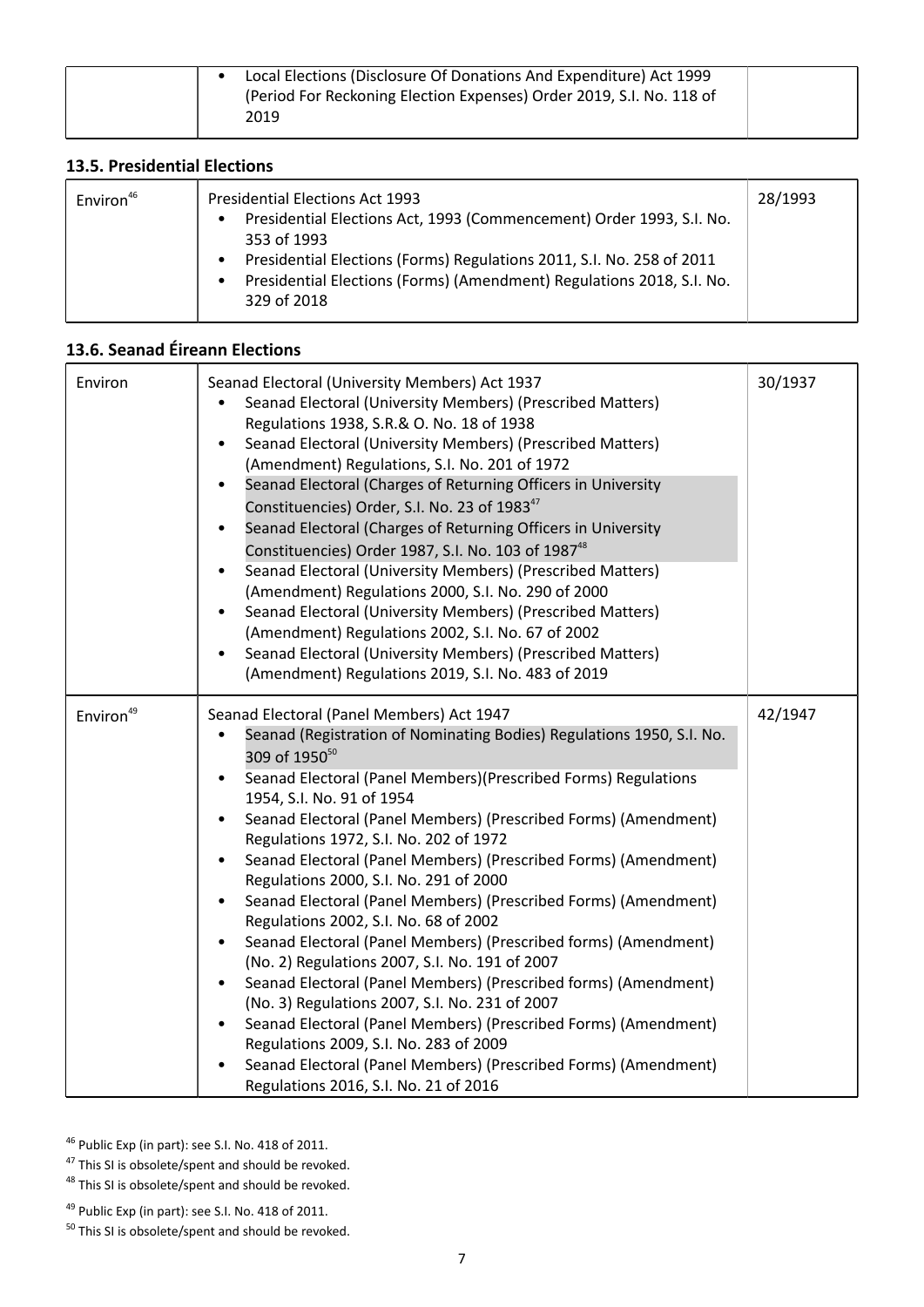| | • Local Elections (Disclosure Of Donations And Expenditure) Act 1999 (Period For Reckoning Election Expenses) Order 2019, S.I. No. 118 of 2019 | |
|---|---|---|

### 13.5. Presidential Elections

| Environ[46] | Presidential Elections Act 1993<br>• Presidential Elections Act, 1993 (Commencement) Order 1993, S.I. No. 353 of 1993<br>• Presidential Elections (Forms) Regulations 2011, S.I. No. 258 of 2011<br>• Presidential Elections (Forms) (Amendment) Regulations 2018, S.I. No. 329 of 2018 | 28/1993 |
|---|---|---|

### 13.6. Seanad Éireann Elections

| Environ | Seanad Electoral (University Members) Act 1937<br>• Seanad Electoral (University Members) (Prescribed Matters) Regulations 1938, S.R.& O. No. 18 of 1938<br>• Seanad Electoral (University Members) (Prescribed Matters) (Amendment) Regulations, S.I. No. 201 of 1972<br>• Seanad Electoral (Charges of Returning Officers in University Constituencies) Order, S.I. No. 23 of 1983[47]<br>• Seanad Electoral (Charges of Returning Officers in University Constituencies) Order 1987, S.I. No. 103 of 1987[48]<br>• Seanad Electoral (University Members) (Prescribed Matters) (Amendment) Regulations 2000, S.I. No. 290 of 2000<br>• Seanad Electoral (University Members) (Prescribed Matters) (Amendment) Regulations 2002, S.I. No. 67 of 2002<br>• Seanad Electoral (University Members) (Prescribed Matters) (Amendment) Regulations 2019, S.I. No. 483 of 2019 | 30/1937 |
|---|---|---|
| Environ[49] | Seanad Electoral (Panel Members) Act 1947<br>• Seanad (Registration of Nominating Bodies) Regulations 1950, S.I. No. 309 of 1950[50]<br>• Seanad Electoral (Panel Members)(Prescribed Forms) Regulations 1954, S.I. No. 91 of 1954<br>• Seanad Electoral (Panel Members) (Prescribed Forms) (Amendment) Regulations 1972, S.I. No. 202 of 1972<br>• Seanad Electoral (Panel Members) (Prescribed Forms) (Amendment) Regulations 2000, S.I. No. 291 of 2000<br>• Seanad Electoral (Panel Members) (Prescribed Forms) (Amendment) Regulations 2002, S.I. No. 68 of 2002<br>• Seanad Electoral (Panel Members) (Prescribed forms) (Amendment) (No. 2) Regulations 2007, S.I. No. 191 of 2007<br>• Seanad Electoral (Panel Members) (Prescribed forms) (Amendment) (No. 3) Regulations 2007, S.I. No. 231 of 2007<br>• Seanad Electoral (Panel Members) (Prescribed Forms) (Amendment) Regulations 2009, S.I. No. 283 of 2009<br>• Seanad Electoral (Panel Members) (Prescribed Forms) (Amendment) Regulations 2016, S.I. No. 21 of 2016 | 42/1947 |

[46] Public Exp (in part): see S.I. No. 418 of 2011.

[47] This SI is obsolete/spent and should be revoked.

[48] This SI is obsolete/spent and should be revoked.

[49] Public Exp (in part): see S.I. No. 418 of 2011.

[50] This SI is obsolete/spent and should be revoked.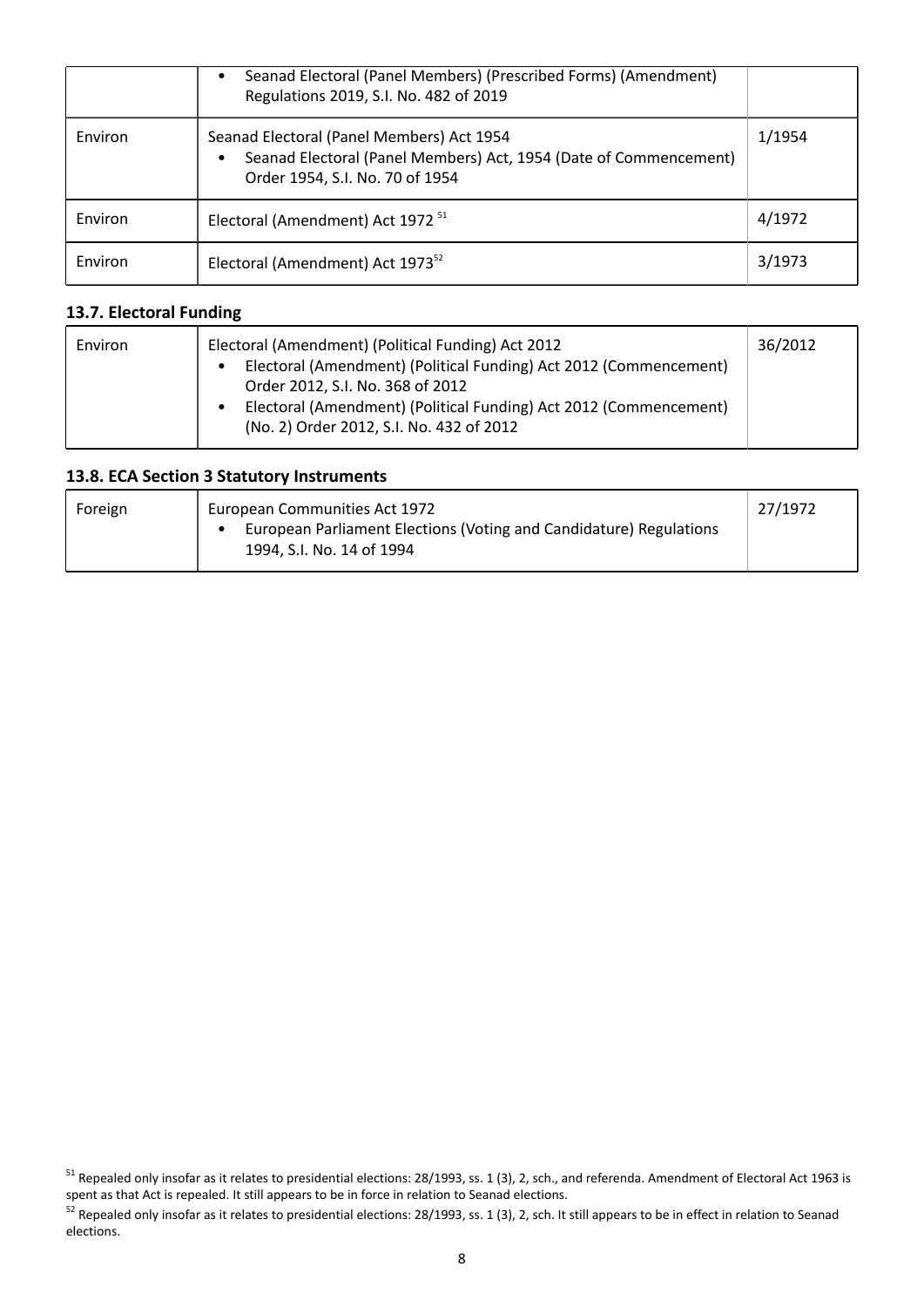| | | |
|---|---|---|
| | • Seanad Electoral (Panel Members) (Prescribed Forms) (Amendment) Regulations 2019, S.I. No. 482 of 2019 | |
| Environ | Seanad Electoral (Panel Members) Act 1954<br>• Seanad Electoral (Panel Members) Act, 1954 (Date of Commencement) Order 1954, S.I. No. 70 of 1954 | 1/1954 |
| Environ | Electoral (Amendment) Act 1972 [51] | 4/1972 |
| Environ | Electoral (Amendment) Act 1973[52] | 3/1973 |

### 13.7. Electoral Funding

| | | |
|---|---|---|
| Environ | Electoral (Amendment) (Political Funding) Act 2012<br>• Electoral (Amendment) (Political Funding) Act 2012 (Commencement) Order 2012, S.I. No. 368 of 2012<br>• Electoral (Amendment) (Political Funding) Act 2012 (Commencement) (No. 2) Order 2012, S.I. No. 432 of 2012 | 36/2012 |

### 13.8. ECA Section 3 Statutory Instruments

| | | |
|---|---|---|
| Foreign | European Communities Act 1972<br>• European Parliament Elections (Voting and Candidature) Regulations 1994, S.I. No. 14 of 1994 | 27/1972 |

[51] Repealed only insofar as it relates to presidential elections: 28/1993, ss. 1 (3), 2, sch., and referenda. Amendment of Electoral Act 1963 is spent as that Act is repealed. It still appears to be in force in relation to Seanad elections.

[52] Repealed only insofar as it relates to presidential elections: 28/1993, ss. 1 (3), 2, sch. It still appears to be in effect in relation to Seanad elections.